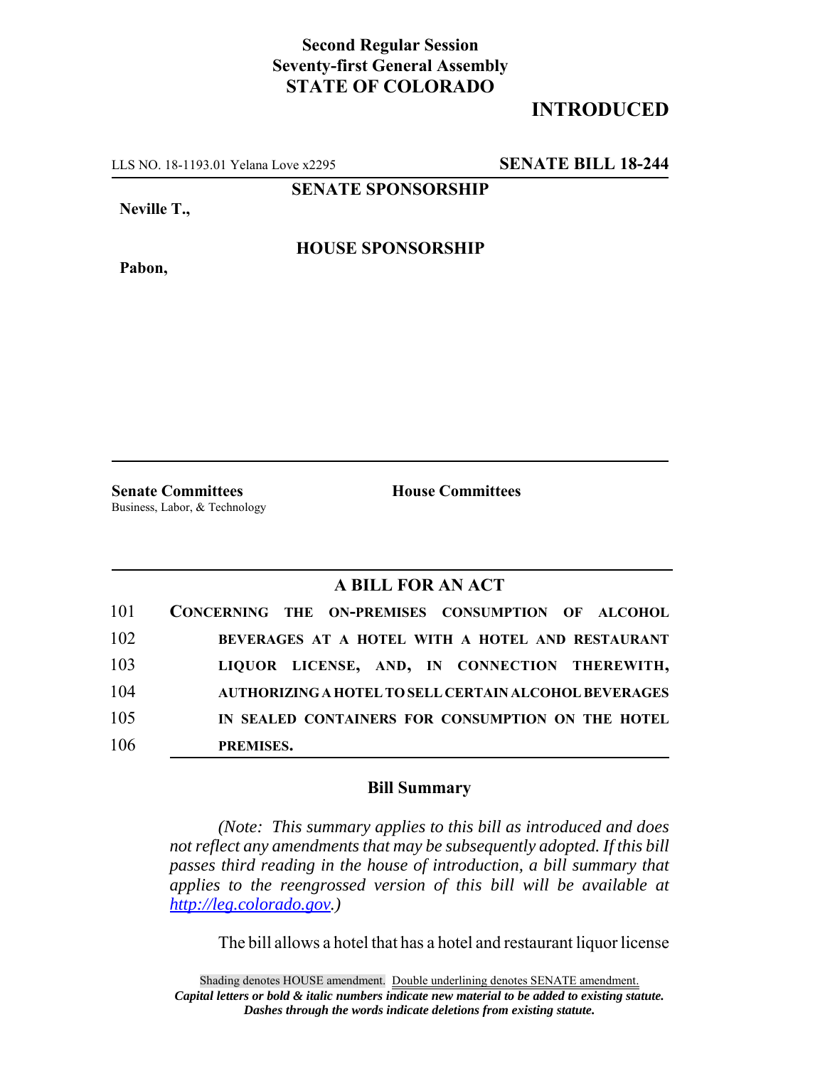**Second Regular Session**
**Seventy-first General Assembly**
**STATE OF COLORADO**

# INTRODUCED

LLS NO. 18-1193.01 Yelana Love x2295 **SENATE BILL 18-244**

**SENATE SPONSORSHIP**

**Neville T.,**

**HOUSE SPONSORSHIP**

**Pabon,**

**Senate Committees**
Business, Labor, & Technology

**House Committees**

## A BILL FOR AN ACT

101 **CONCERNING THE ON-PREMISES CONSUMPTION OF ALCOHOL**
102 **BEVERAGES AT A HOTEL WITH A HOTEL AND RESTAURANT**
103 **LIQUOR LICENSE, AND, IN CONNECTION THEREWITH,**
104 **AUTHORIZING A HOTEL TO SELL CERTAIN ALCOHOL BEVERAGES**
105 **IN SEALED CONTAINERS FOR CONSUMPTION ON THE HOTEL**
106 **PREMISES.**

### Bill Summary

*(Note: This summary applies to this bill as introduced and does not reflect any amendments that may be subsequently adopted. If this bill passes third reading in the house of introduction, a bill summary that applies to the reengrossed version of this bill will be available at http://leg.colorado.gov.)*

The bill allows a hotel that has a hotel and restaurant liquor license

Shading denotes HOUSE amendment. Double underlining denotes SENATE amendment.
***Capital letters or bold & italic numbers indicate new material to be added to existing statute.***
***Dashes through the words indicate deletions from existing statute.***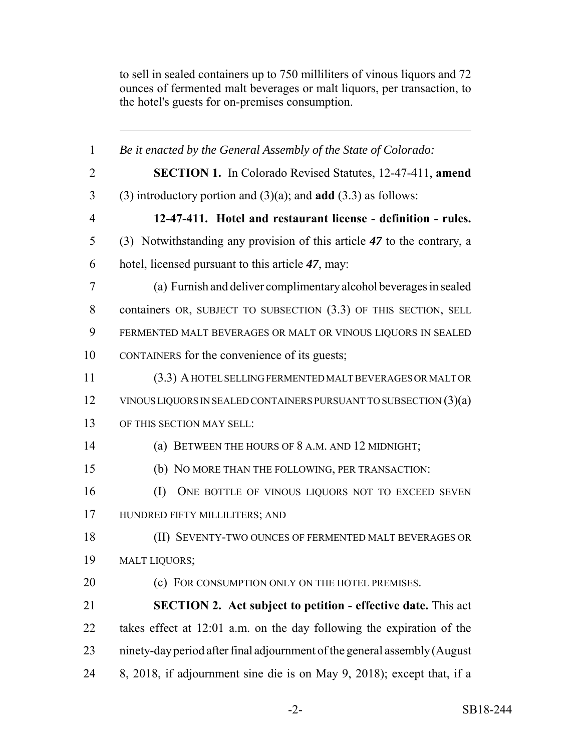to sell in sealed containers up to 750 milliliters of vinous liquors and 72 ounces of fermented malt beverages or malt liquors, per transaction, to the hotel's guests for on-premises consumption.

---

1 *Be it enacted by the General Assembly of the State of Colorado:*

2 **SECTION 1.** In Colorado Revised Statutes, 12-47-411, **amend**
3 (3) introductory portion and (3)(a); and **add** (3.3) as follows:

4 **12-47-411. Hotel and restaurant license - definition - rules.**
5 (3) Notwithstanding any provision of this article ***47*** to the contrary, a
6 hotel, licensed pursuant to this article ***47***, may:

7 (a) Furnish and deliver complimentary alcohol beverages in sealed
8 containers OR, SUBJECT TO SUBSECTION (3.3) OF THIS SECTION, SELL
9 FERMENTED MALT BEVERAGES OR MALT OR VINOUS LIQUORS IN SEALED
10 CONTAINERS for the convenience of its guests;

11 (3.3) A HOTEL SELLING FERMENTED MALT BEVERAGES OR MALT OR
12 VINOUS LIQUORS IN SEALED CONTAINERS PURSUANT TO SUBSECTION (3)(a)
13 OF THIS SECTION MAY SELL:

14 (a) BETWEEN THE HOURS OF 8 A.M. AND 12 MIDNIGHT;

15 (b) NO MORE THAN THE FOLLOWING, PER TRANSACTION:

16 (I) ONE BOTTLE OF VINOUS LIQUORS NOT TO EXCEED SEVEN
17 HUNDRED FIFTY MILLILITERS; AND

18 (II) SEVENTY-TWO OUNCES OF FERMENTED MALT BEVERAGES OR
19 MALT LIQUORS;

20 (c) FOR CONSUMPTION ONLY ON THE HOTEL PREMISES.

21 **SECTION 2. Act subject to petition - effective date.** This act
22 takes effect at 12:01 a.m. on the day following the expiration of the
23 ninety-day period after final adjournment of the general assembly (August
24 8, 2018, if adjournment sine die is on May 9, 2018); except that, if a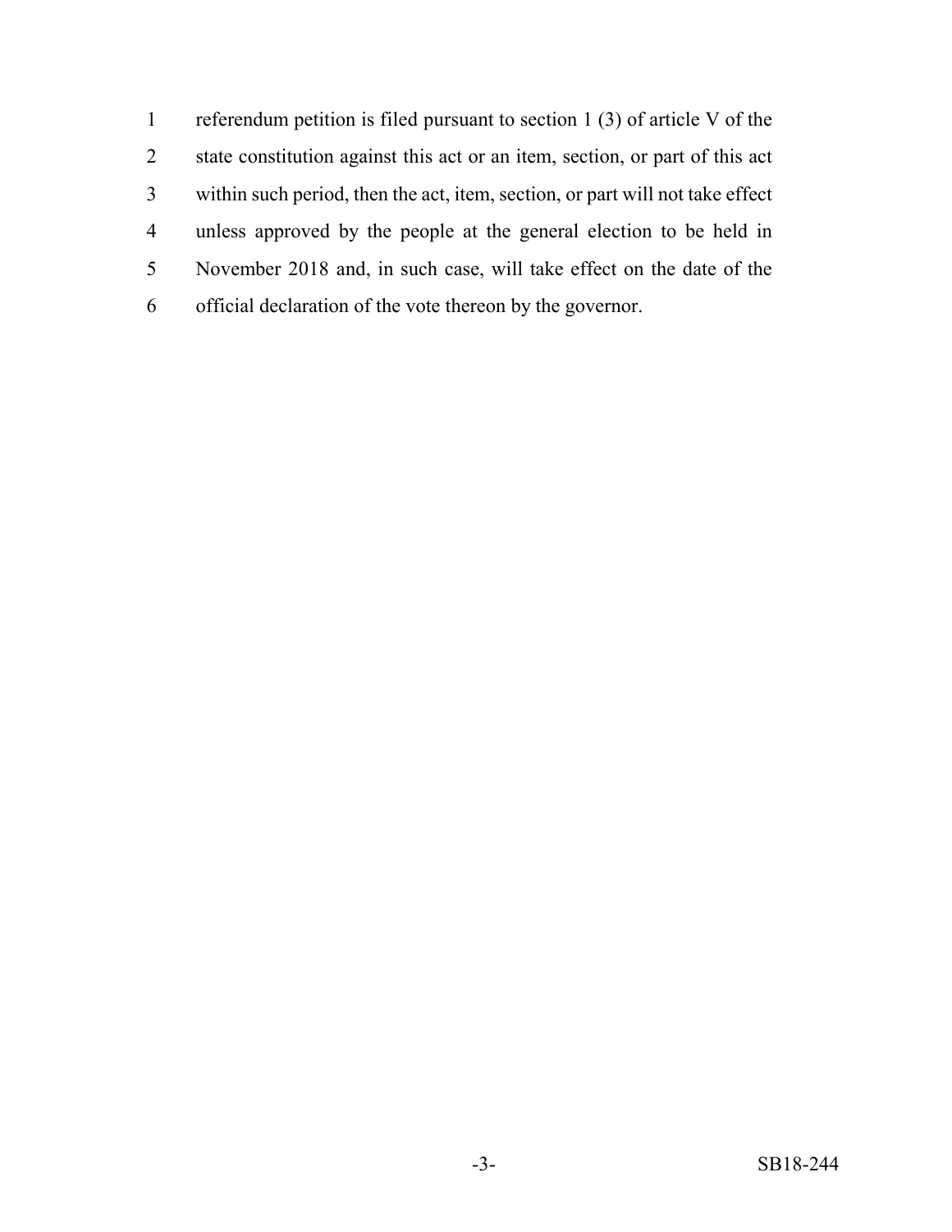referendum petition is filed pursuant to section 1 (3) of article V of the state constitution against this act or an item, section, or part of this act within such period, then the act, item, section, or part will not take effect unless approved by the people at the general election to be held in November 2018 and, in such case, will take effect on the date of the official declaration of the vote thereon by the governor.